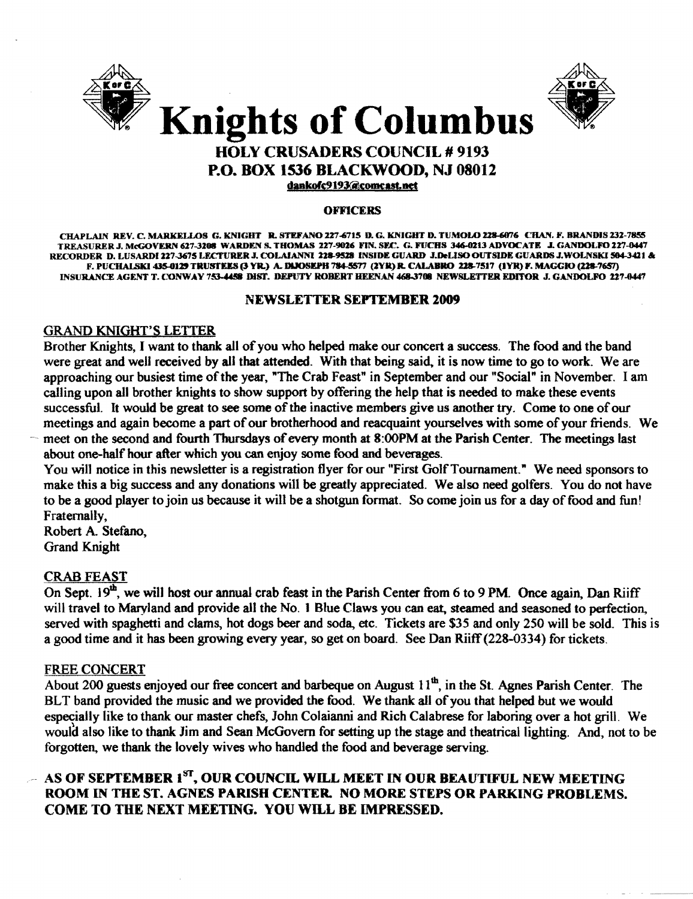# Knights of Columbus

## HOLY CRUSADERS COUNCIL # 9193

## P.O. BOX 1536 BLACKWOOD, NJ 08012

dankofc9193@comcast.net

**OFFICERS**

CHAPLAIN REV. C. MARKELLOS G. KNIGHT R. STEFANO 227-6715 D. G. KNIGHT D. TUMOLO 228-6076 CHAN. F. BRANDIS 232-7855 TREASURER J. McGOVERN 627-3208 WARDEN S. THOMAS 227-9026 FIN. SEC. G. FUCHS 346-0213 ADVOCATE J. GANDOLFO 227-0447 RECORDER D. LUSARDI 227-3675 LECTURER J. COLAIANNI 228-9528 INSIDE GUARD J.DeLISO OUTSIDE GUARDS J.WOLNSKI 504-3421 & F. PUCHALSKI 435-0129 TRUSTEES (3 YR.) A. DIJOSEPH 784-5577 (2YR) R. CALABRO 228-7517 (1YR) F. MAGGIO (228-7657) INSURANCE AGENT T. CONWAY 753-4458 DIST. DEPUTY ROBERT HEENAN 468-3708 NEWSLETTER EDITOR J. GANDOLFO 227-0447

**NEWSLETTER SEPTEMBER 2009**

### GRAND KNIGHT'S LETTER

Brother Knights, I want to thank all of you who helped make our concert a success. The food and the band were great and well received by all that attended. With that being said, it is now time to go to work. We are approaching our busiest time of the year, "The Crab Feast" in September and our "Social" in November. I am calling upon all brother knights to show support by offering the help that is needed to make these events successful. It would be great to see some of the inactive members give us another try. Come to one of our meetings and again become a part of our brotherhood and reacquaint yourselves with some of your friends. We meet on the second and fourth Thursdays of every month at 8:00PM at the Parish Center. The meetings last about one-half hour after which you can enjoy some food and beverages.

You will notice in this newsletter is a registration flyer for our "First Golf Tournament." We need sponsors to make this a big success and any donations will be greatly appreciated. We also need golfers. You do not have to be a good player to join us because it will be a shotgun format. So come join us for a day of food and fun!

Fraternally,
Robert A. Stefano,
Grand Knight

### CRAB FEAST

On Sept. 19th, we will host our annual crab feast in the Parish Center from 6 to 9 PM. Once again, Dan Riiff will travel to Maryland and provide all the No. 1 Blue Claws you can eat, steamed and seasoned to perfection, served with spaghetti and clams, hot dogs beer and soda, etc. Tickets are $35 and only 250 will be sold. This is a good time and it has been growing every year, so get on board. See Dan Riiff (228-0334) for tickets.

### FREE CONCERT

About 200 guests enjoyed our free concert and barbeque on August 11th, in the St. Agnes Parish Center. The BLT band provided the music and we provided the food. We thank all of you that helped but we would especially like to thank our master chefs, John Colaianni and Rich Calabrese for laboring over a hot grill. We would also like to thank Jim and Sean McGovern for setting up the stage and theatrical lighting. And, not to be forgotten, we thank the lovely wives who handled the food and beverage serving.

**AS OF SEPTEMBER 1ST, OUR COUNCIL WILL MEET IN OUR BEAUTIFUL NEW MEETING ROOM IN THE ST. AGNES PARISH CENTER. NO MORE STEPS OR PARKING PROBLEMS. COME TO THE NEXT MEETING. YOU WILL BE IMPRESSED.**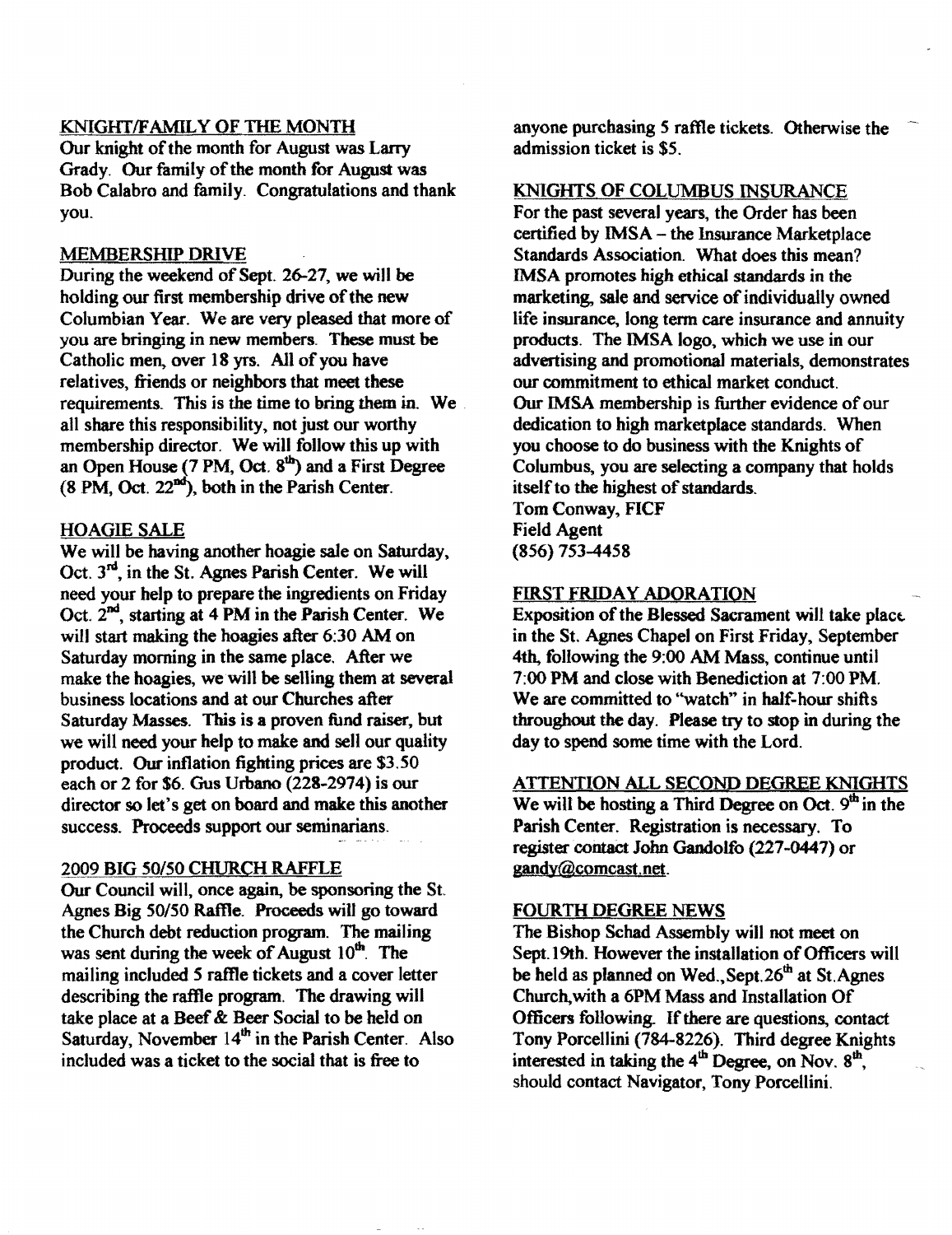## KNIGHT/FAMILY OF THE MONTH

Our knight of the month for August was Larry Grady. Our family of the month for August was Bob Calabro and family. Congratulations and thank you.

## MEMBERSHIP DRIVE

During the weekend of Sept. 26-27, we will be holding our first membership drive of the new Columbian Year. We are very pleased that more of you are bringing in new members. These must be Catholic men, over 18 yrs. All of you have relatives, friends or neighbors that meet these requirements. This is the time to bring them in. We all share this responsibility, not just our worthy membership director. We will follow this up with an Open House (7 PM, Oct. 8th) and a First Degree (8 PM, Oct. 22nd), both in the Parish Center.

## HOAGIE SALE

We will be having another hoagie sale on Saturday, Oct. 3rd, in the St. Agnes Parish Center. We will need your help to prepare the ingredients on Friday Oct. 2nd, starting at 4 PM in the Parish Center. We will start making the hoagies after 6:30 AM on Saturday morning in the same place. After we make the hoagies, we will be selling them at several business locations and at our Churches after Saturday Masses. This is a proven fund raiser, but we will need your help to make and sell our quality product. Our inflation fighting prices are $3.50 each or 2 for $6. Gus Urbano (228-2974) is our director so let's get on board and make this another success. Proceeds support our seminarians.

## 2009 BIG 50/50 CHURCH RAFFLE

Our Council will, once again, be sponsoring the St. Agnes Big 50/50 Raffle. Proceeds will go toward the Church debt reduction program. The mailing was sent during the week of August 10th. The mailing included 5 raffle tickets and a cover letter describing the raffle program. The drawing will take place at a Beef & Beer Social to be held on Saturday, November 14th in the Parish Center. Also included was a ticket to the social that is free to anyone purchasing 5 raffle tickets. Otherwise the admission ticket is $5.

## KNIGHTS OF COLUMBUS INSURANCE

For the past several years, the Order has been certified by IMSA – the Insurance Marketplace Standards Association. What does this mean? IMSA promotes high ethical standards in the marketing, sale and service of individually owned life insurance, long term care insurance and annuity products. The IMSA logo, which we use in our advertising and promotional materials, demonstrates our commitment to ethical market conduct. Our IMSA membership is further evidence of our dedication to high marketplace standards. When you choose to do business with the Knights of Columbus, you are selecting a company that holds itself to the highest of standards.

Tom Conway, FICF
Field Agent
(856) 753-4458

## FIRST FRIDAY ADORATION

Exposition of the Blessed Sacrament will take place in the St. Agnes Chapel on First Friday, September 4th, following the 9:00 AM Mass, continue until 7:00 PM and close with Benediction at 7:00 PM. We are committed to "watch" in half-hour shifts throughout the day. Please try to stop in during the day to spend some time with the Lord.

## ATTENTION ALL SECOND DEGREE KNIGHTS

We will be hosting a Third Degree on Oct. 9th in the Parish Center. Registration is necessary. To register contact John Gandolfo (227-0447) or gandy@comcast.net.

## FOURTH DEGREE NEWS

The Bishop Schad Assembly will not meet on Sept.19th. However the installation of Officers will be held as planned on Wed.,Sept.26th at St.Agnes Church,with a 6PM Mass and Installation Of Officers following. If there are questions, contact Tony Porcellini (784-8226). Third degree Knights interested in taking the 4th Degree, on Nov. 8th, should contact Navigator, Tony Porcellini.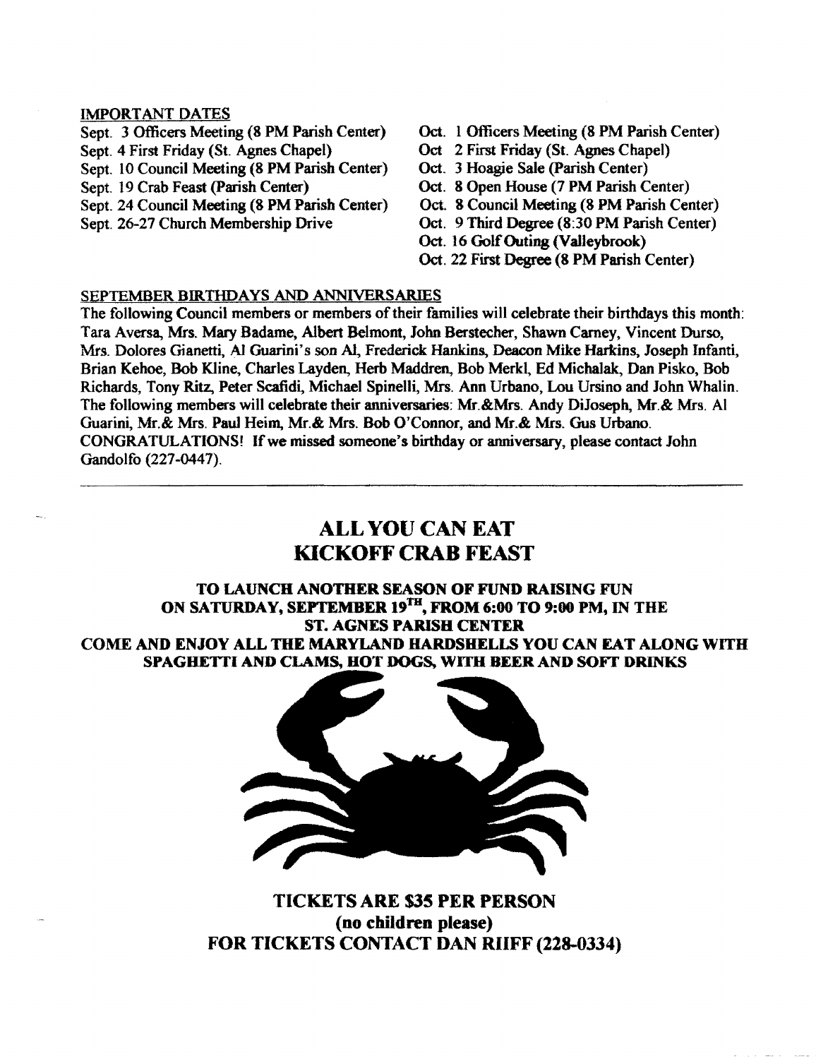## IMPORTANT DATES

- Sept. 3 Officers Meeting (8 PM Parish Center)
- Sept. 4 First Friday (St. Agnes Chapel)
- Sept. 10 Council Meeting (8 PM Parish Center)
- Sept. 19 Crab Feast (Parish Center)
- Sept. 24 Council Meeting (8 PM Parish Center)
- Sept. 26-27 Church Membership Drive
- Oct. 1 Officers Meeting (8 PM Parish Center)
- Oct 2 First Friday (St. Agnes Chapel)
- Oct. 3 Hoagie Sale (Parish Center)
- Oct. 8 Open House (7 PM Parish Center)
- Oct. 8 Council Meeting (8 PM Parish Center)
- Oct. 9 Third Degree (8:30 PM Parish Center)
- Oct. 16 Golf Outing (Valleybrook)
- Oct. 22 First Degree (8 PM Parish Center)

## SEPTEMBER BIRTHDAYS AND ANNIVERSARIES

The following Council members or members of their families will celebrate their birthdays this month: Tara Aversa, Mrs. Mary Badame, Albert Belmont, John Berstecher, Shawn Carney, Vincent Durso, Mrs. Dolores Gianetti, Al Guarini's son Al, Frederick Hankins, Deacon Mike Harkins, Joseph Infanti, Brian Kehoe, Bob Kline, Charles Layden, Herb Maddren, Bob Merkl, Ed Michalak, Dan Pisko, Bob Richards, Tony Ritz, Peter Scafidi, Michael Spinelli, Mrs. Ann Urbano, Lou Ursino and John Whalin. The following members will celebrate their anniversaries: Mr.&Mrs. Andy DiJoseph, Mr.& Mrs. Al Guarini, Mr.& Mrs. Paul Heim, Mr.& Mrs. Bob O'Connor, and Mr.& Mrs. Gus Urbano. CONGRATULATIONS! If we missed someone's birthday or anniversary, please contact John Gandolfo (227-0447).

---

# ALL YOU CAN EAT KICKOFF CRAB FEAST

**TO LAUNCH ANOTHER SEASON OF FUND RAISING FUN ON SATURDAY, SEPTEMBER 19TH, FROM 6:00 TO 9:00 PM, IN THE ST. AGNES PARISH CENTER**

**COME AND ENJOY ALL THE MARYLAND HARDSHELLS YOU CAN EAT ALONG WITH SPAGHETTI AND CLAMS, HOT DOGS, WITH BEER AND SOFT DRINKS**

**TICKETS ARE $35 PER PERSON**
**(no children please)**
**FOR TICKETS CONTACT DAN RIIFF (228-0334)**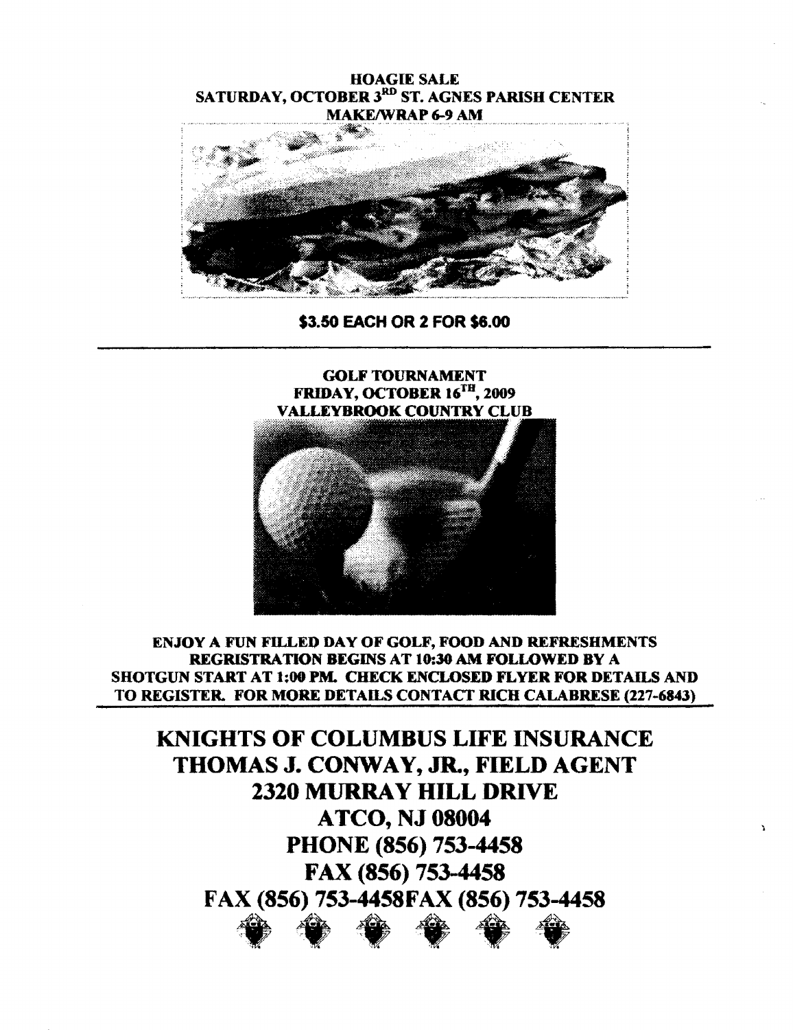**HOAGIE SALE**
**SATURDAY, OCTOBER 3RD ST. AGNES PARISH CENTER**
**MAKE/WRAP 6-9 AM**

**$3.50 EACH OR 2 FOR $6.00**

---

**GOLF TOURNAMENT**
**FRIDAY, OCTOBER 16TH, 2009**
**VALLEYBROOK COUNTRY CLUB**

**ENJOY A FUN FILLED DAY OF GOLF, FOOD AND REFRESHMENTS REGRISTRATION BEGINS AT 10:30 AM FOLLOWED BY A SHOTGUN START AT 1:00 PM. CHECK ENCLOSED FLYER FOR DETAILS AND TO REGISTER. FOR MORE DETAILS CONTACT RICH CALABRESE (227-6843)**

---

## KNIGHTS OF COLUMBUS LIFE INSURANCE
## THOMAS J. CONWAY, JR., FIELD AGENT
## 2320 MURRAY HILL DRIVE
## ATCO, NJ 08004
## PHONE (856) 753-4458
## FAX (856) 753-4458
## FAX (856) 753-4458FAX (856) 753-4458